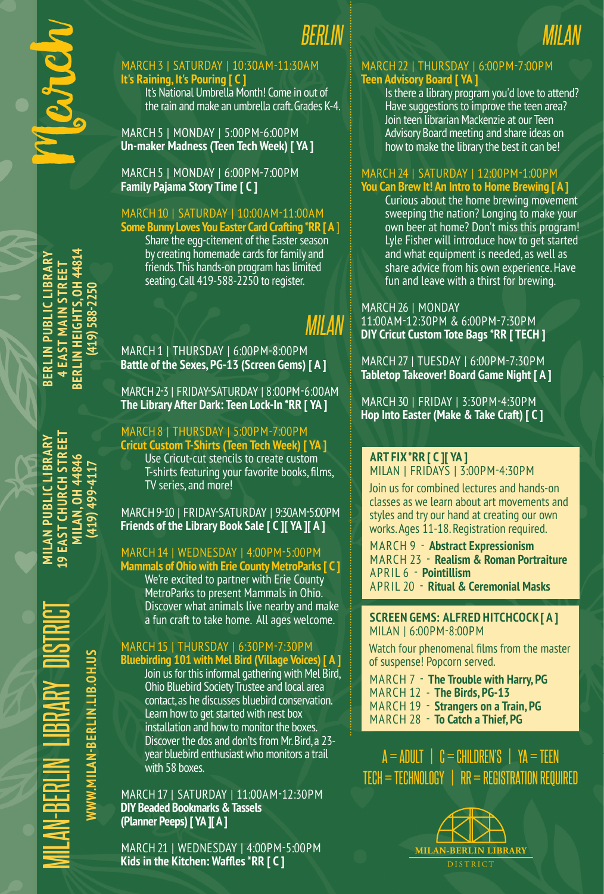# March

## MILAN-BERLIN LIBRARY DISTRICT

WWW.MILAN-BERLIN.LIB.OH.US

**BERLIN PUBLIC LIBRARY**
**4 EAST MAIN STREET**
**BERLIN HEIGHTS, OH 44814**
**(419) 588-2250**

**MILAN PUBLIC LIBRARY**
**19 EAST CHURCH STREET**
**MILAN, OH 44846**
**(419) 499-4117**

## BERLIN

MARCH 3 | SATURDAY | 10:30AM-11:30AM
**It's Raining, It's Pouring [ C ]**
It's National Umbrella Month! Come in out of the rain and make an umbrella craft. Grades K-4.

MARCH 5 | MONDAY | 5:00PM-6:00PM
**Un-maker Madness (Teen Tech Week) [ YA ]**

MARCH 5 | MONDAY | 6:00PM-7:00PM
**Family Pajama Story Time [ C ]**

MARCH 10 | SATURDAY | 10:00AM-11:00AM
**Some Bunny Loves You Easter Card Crafting *RR [ A ]**
Share the egg-citement of the Easter season by creating homemade cards for family and friends. This hands-on program has limited seating. Call 419-588-2250 to register.

## MILAN

MARCH 1 | THURSDAY | 6:00PM-8:00PM
**Battle of the Sexes, PG-13 (Screen Gems) [ A ]**

MARCH 2-3 | FRIDAY-SATURDAY | 8:00PM-6:00AM
**The Library After Dark: Teen Lock-In *RR [ YA ]**

MARCH 8 | THURSDAY | 5:00PM-7:00PM
**Cricut Custom T-Shirts (Teen Tech Week) [ YA ]**
Use Cricut-cut stencils to create custom T-shirts featuring your favorite books, films, TV series, and more!

MARCH 9-10 | FRIDAY-SATURDAY | 9:30AM-5:00PM
**Friends of the Library Book Sale [ C ][ YA ][ A ]**

MARCH 14 | WEDNESDAY | 4:00PM-5:00PM
**Mammals of Ohio with Erie County MetroParks [ C ]**
We're excited to partner with Erie County MetroParks to present Mammals in Ohio. Discover what animals live nearby and make a fun craft to take home. All ages welcome.

MARCH 15 | THURSDAY | 6:30PM-7:30PM
**Bluebirding 101 with Mel Bird (Village Voices) [ A ]**
Join us for this informal gathering with Mel Bird, Ohio Bluebird Society Trustee and local area contact, as he discusses bluebird conservation. Learn how to get started with nest box installation and how to monitor the boxes. Discover the dos and don'ts from Mr. Bird, a 23-year bluebird enthusiast who monitors a trail with 58 boxes.

MARCH 17 | SATURDAY | 11:00AM-12:30PM
**DIY Beaded Bookmarks & Tassels (Planner Peeps) [ YA ][ A ]**

MARCH 21 | WEDNESDAY | 4:00PM-5:00PM
**Kids in the Kitchen: Waffles *RR [ C ]**

## MILAN

MARCH 22 | THURSDAY | 6:00PM-7:00PM
**Teen Advisory Board [ YA ]**
Is there a library program you'd love to attend? Have suggestions to improve the teen area? Join teen librarian Mackenzie at our Teen Advisory Board meeting and share ideas on how to make the library the best it can be!

MARCH 24 | SATURDAY | 12:00PM-1:00PM
**You Can Brew It! An Intro to Home Brewing [ A ]**
Curious about the home brewing movement sweeping the nation? Longing to make your own beer at home? Don't miss this program! Lyle Fisher will introduce how to get started and what equipment is needed, as well as share advice from his own experience. Have fun and leave with a thirst for brewing.

MARCH 26 | MONDAY
11:00AM-12:30PM & 6:00PM-7:30PM
**DIY Cricut Custom Tote Bags *RR [ TECH ]**

MARCH 27 | TUESDAY | 6:00PM-7:30PM
**Tabletop Takeover! Board Game Night [ A ]**

MARCH 30 | FRIDAY | 3:30PM-4:30PM
**Hop Into Easter (Make & Take Craft) [ C ]**

### ART FIX *RR [ C ][ YA ]
MILAN | FRIDAYS | 3:00PM-4:30PM

Join us for combined lectures and hands-on classes as we learn about art movements and styles and try our hand at creating our own works. Ages 11-18. Registration required.

MARCH 9 - **Abstract Expressionism**
MARCH 23 - **Realism & Roman Portraiture**
APRIL 6 - **Pointillism**
APRIL 20 - **Ritual & Ceremonial Masks**

### SCREEN GEMS: ALFRED HITCHCOCK [ A ]
MILAN | 6:00PM-8:00PM

Watch four phenomenal films from the master of suspense! Popcorn served.

MARCH 7 - **The Trouble with Harry, PG**
MARCH 12 - **The Birds, PG-13**
MARCH 19 - **Strangers on a Train, PG**
MARCH 28 - **To Catch a Thief, PG**

A = ADULT | C = CHILDREN'S | YA = TEEN
TECH = TECHNOLOGY | RR = REGISTRATION REQUIRED

MILAN-BERLIN LIBRARY DISTRICT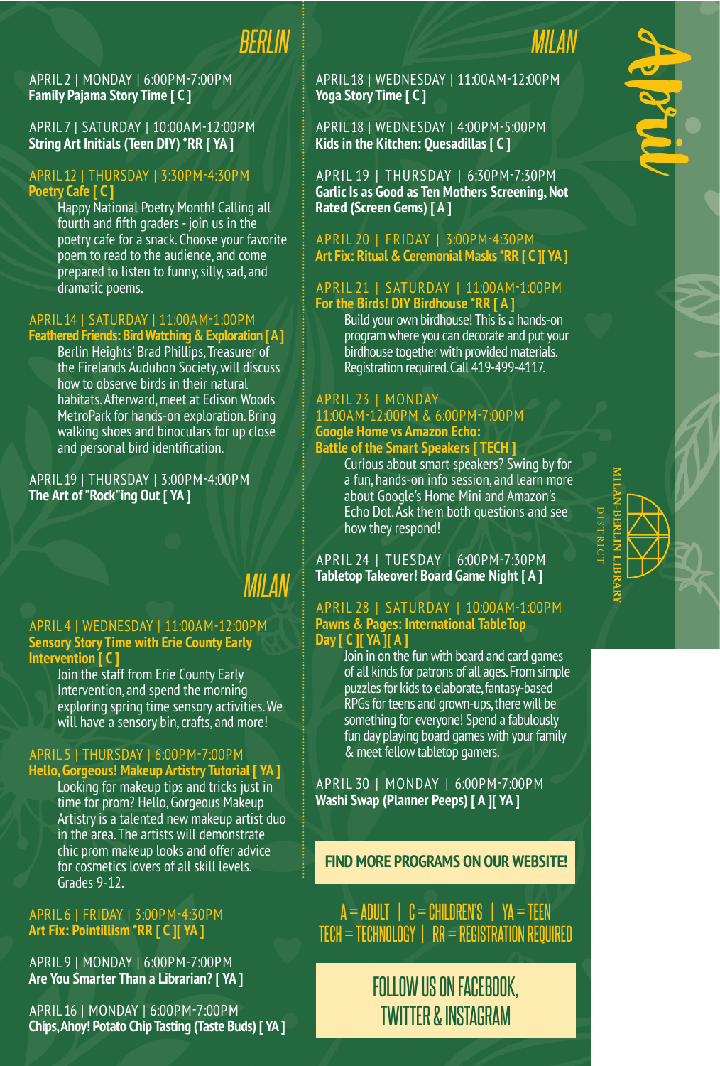# April

## BERLIN

APRIL 2 | MONDAY | 6:00PM-7:00PM
**Family Pajama Story Time [ C ]**

APRIL 7 | SATURDAY | 10:00AM-12:00PM
**String Art Initials (Teen DIY) *RR [ YA ]**

APRIL 12 | THURSDAY | 3:30PM-4:30PM
**Poetry Cafe [ C ]**

Happy National Poetry Month! Calling all fourth and fifth graders - join us in the poetry cafe for a snack. Choose your favorite poem to read to the audience, and come prepared to listen to funny, silly, sad, and dramatic poems.

APRIL 14 | SATURDAY | 11:00AM-1:00PM
**Feathered Friends: Bird Watching & Exploration [ A ]**

Berlin Heights' Brad Phillips, Treasurer of the Firelands Audubon Society, will discuss how to observe birds in their natural habitats. Afterward, meet at Edison Woods MetroPark for hands-on exploration. Bring walking shoes and binoculars for up close and personal bird identification.

APRIL 19 | THURSDAY | 3:00PM-4:00PM
**The Art of "Rock"ing Out [ YA ]**

## MILAN

APRIL 4 | WEDNESDAY | 11:00AM-12:00PM
**Sensory Story Time with Erie County Early Intervention [ C ]**

Join the staff from Erie County Early Intervention, and spend the morning exploring spring time sensory activities. We will have a sensory bin, crafts, and more!

APRIL 5 | THURSDAY | 6:00PM-7:00PM
**Hello, Gorgeous! Makeup Artistry Tutorial [ YA ]**

Looking for makeup tips and tricks just in time for prom? Hello, Gorgeous Makeup Artistry is a talented new makeup artist duo in the area. The artists will demonstrate chic prom makeup looks and offer advice for cosmetics lovers of all skill levels. Grades 9-12.

APRIL 6 | FRIDAY | 3:00PM-4:30PM
**Art Fix: Pointillism *RR [ C ][ YA ]**

APRIL 9 | MONDAY | 6:00PM-7:00PM
**Are You Smarter Than a Librarian? [ YA ]**

APRIL 16 | MONDAY | 6:00PM-7:00PM
**Chips, Ahoy! Potato Chip Tasting (Taste Buds) [ YA ]**

## MILAN

APRIL 18 | WEDNESDAY | 11:00AM-12:00PM
**Yoga Story Time [ C ]**

APRIL 18 | WEDNESDAY | 4:00PM-5:00PM
**Kids in the Kitchen: Quesadillas [ C ]**

APRIL 19 | THURSDAY | 6:30PM-7:30PM
**Garlic Is as Good as Ten Mothers Screening, Not Rated (Screen Gems) [ A ]**

APRIL 20 | FRIDAY | 3:00PM-4:30PM
**Art Fix: Ritual & Ceremonial Masks *RR [ C ][ YA ]**

APRIL 21 | SATURDAY | 11:00AM-1:00PM
**For the Birds! DIY Birdhouse *RR [ A ]**

Build your own birdhouse! This is a hands-on program where you can decorate and put your birdhouse together with provided materials. Registration required. Call 419-499-4117.

APRIL 23 | MONDAY
11:00AM-12:00PM & 6:00PM-7:00PM
**Google Home vs Amazon Echo: Battle of the Smart Speakers [ TECH ]**

Curious about smart speakers? Swing by for a fun, hands-on info session, and learn more about Google's Home Mini and Amazon's Echo Dot. Ask them both questions and see how they respond!

APRIL 24 | TUESDAY | 6:00PM-7:30PM
**Tabletop Takeover! Board Game Night [ A ]**

APRIL 28 | SATURDAY | 10:00AM-1:00PM
**Pawns & Pages: International TableTop Day [ C ][ YA ][ A ]**

Join in on the fun with board and card games of all kinds for patrons of all ages. From simple puzzles for kids to elaborate, fantasy-based RPGs for teens and grown-ups, there will be something for everyone! Spend a fabulously fun day playing board games with your family & meet fellow tabletop gamers.

APRIL 30 | MONDAY | 6:00PM-7:00PM
**Washi Swap (Planner Peeps) [ A ][ YA ]**

**FIND MORE PROGRAMS ON OUR WEBSITE!**

A = ADULT | C = CHILDREN'S | YA = TEEN
TECH = TECHNOLOGY | RR = REGISTRATION REQUIRED

FOLLOW US ON FACEBOOK, TWITTER & INSTAGRAM

MILAN-BERLIN LIBRARY DISTRICT